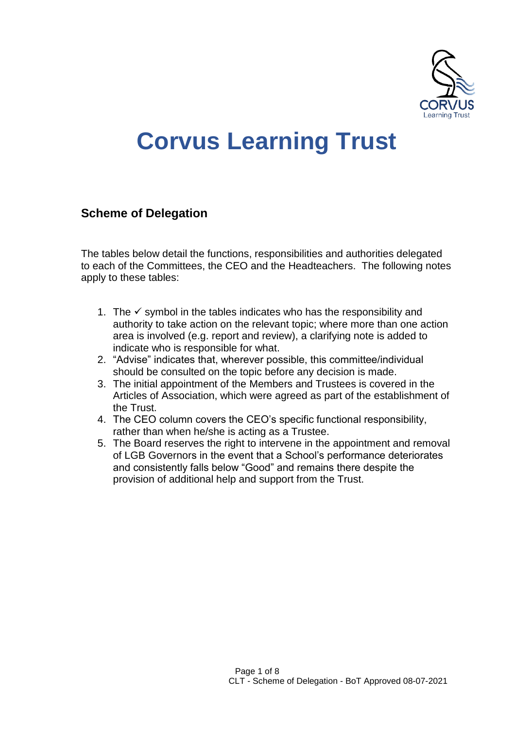# Corvus Learning Trust

## Scheme of Delegation

The tables below detail the functions, responsibilities and authorities delegated to each of the Committees, the CEO and the Headteachers. The following notes apply to these tables:

1. The ✓ symbol in the tables indicates who has the responsibility and authority to take action on the relevant topic; where more than one action area is involved (e.g. report and review), a clarifying note is added to indicate who is responsible for what.
2. “Advise” indicates that, wherever possible, this committee/individual should be consulted on the topic before any decision is made.
3. The initial appointment of the Members and Trustees is covered in the Articles of Association, which were agreed as part of the establishment of the Trust.
4. The CEO column covers the CEO’s specific functional responsibility, rather than when he/she is acting as a Trustee.
5. The Board reserves the right to intervene in the appointment and removal of LGB Governors in the event that a School’s performance deteriorates and consistently falls below “Good” and remains there despite the provision of additional help and support from the Trust.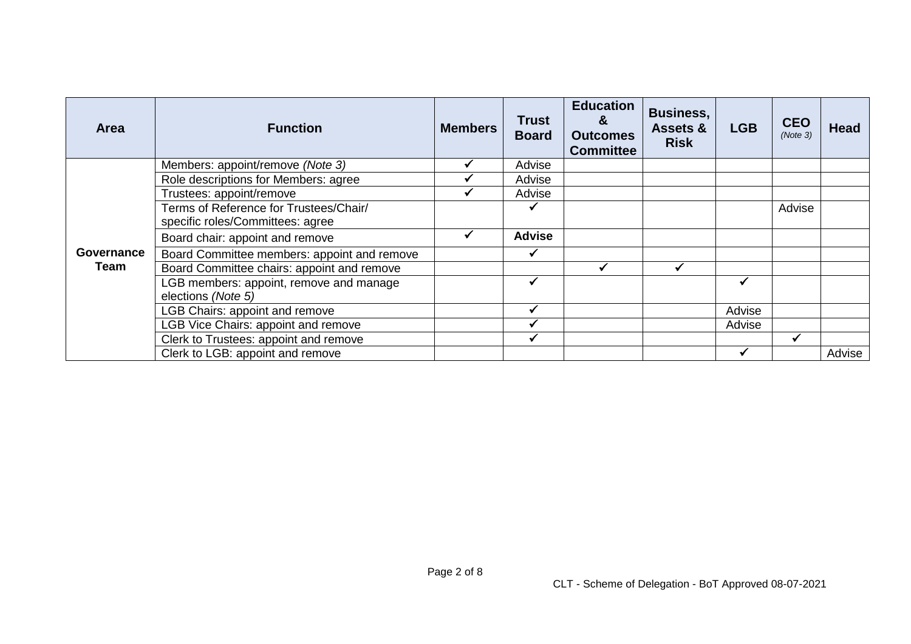| Area | Function | Members | Trust Board | Education & Outcomes Committee | Business, Assets & Risk | LGB | CEO *(Note 3)* | Head |
|---|---|---|---|---|---|---|---|---|
| **Governance Team** | Members: appoint/remove *(Note 3)* | ✓ | Advise | | | | | |
| | Role descriptions for Members: agree | ✓ | Advise | | | | | |
| | Trustees: appoint/remove | ✓ | Advise | | | | | |
| | Terms of Reference for Trustees/Chair/ specific roles/Committees: agree | | ✓ | | | | Advise | |
| | Board chair: appoint and remove | ✓ | **Advise** | | | | | |
| | Board Committee members: appoint and remove | | ✓ | | | | | |
| | Board Committee chairs: appoint and remove | | | ✓ | ✓ | | | |
| | LGB members: appoint, remove and manage elections *(Note 5)* | | ✓ | | | ✓ | | |
| | LGB Chairs: appoint and remove | | ✓ | | | Advise | | |
| | LGB Vice Chairs: appoint and remove | | ✓ | | | Advise | | |
| | Clerk to Trustees: appoint and remove | | ✓ | | | | ✓ | |
| | Clerk to LGB: appoint and remove | | | | | ✓ | | Advise |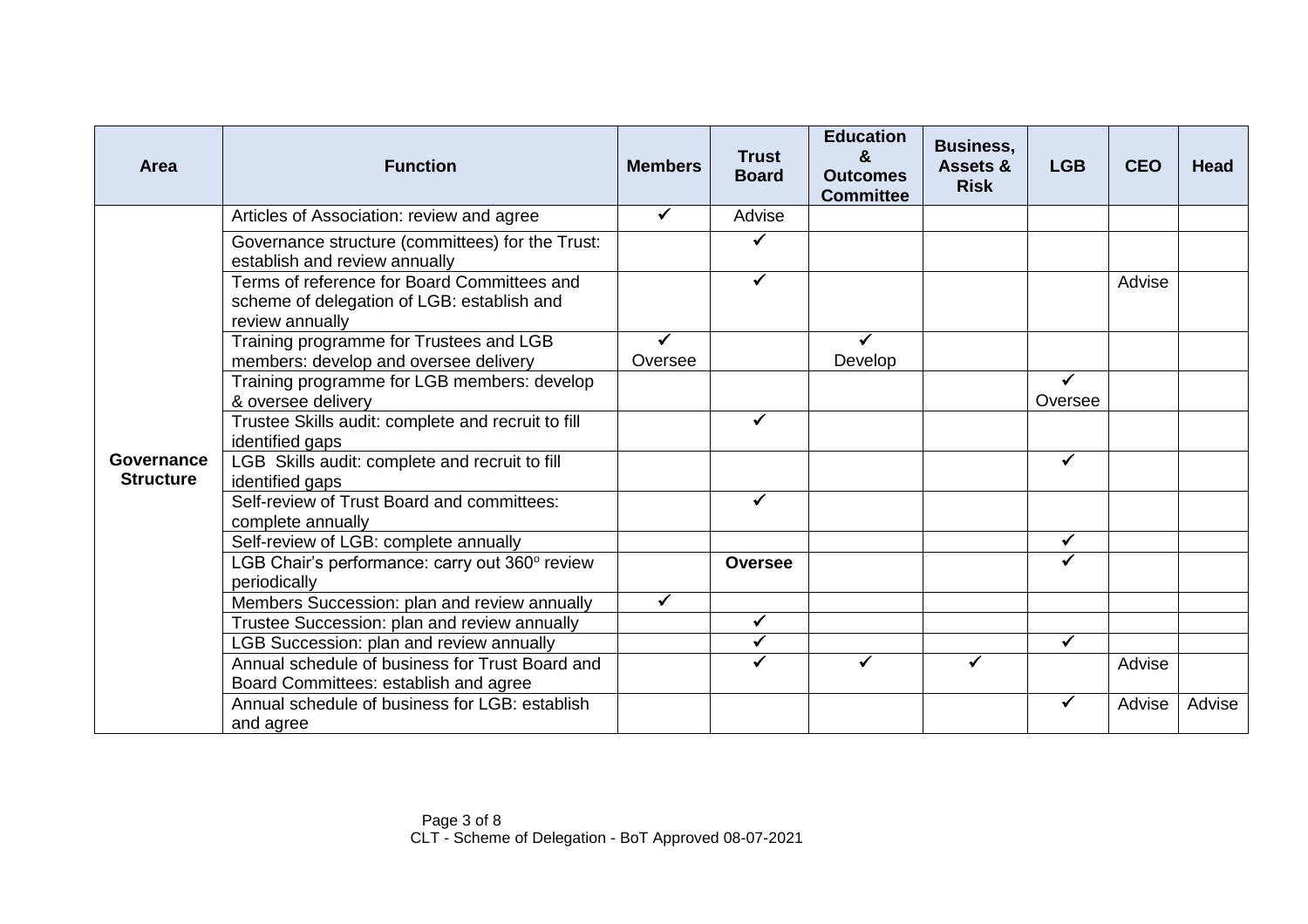| Area | Function | Members | Trust Board | Education & Outcomes Committee | Business, Assets & Risk | LGB | CEO | Head |
|---|---|---|---|---|---|---|---|---|
| Governance Structure | Articles of Association: review and agree | ✓ | Advise | | | | | |
| | Governance structure (committees) for the Trust: establish and review annually | | ✓ | | | | | |
| | Terms of reference for Board Committees and scheme of delegation of LGB: establish and review annually | | ✓ | | | | Advise | |
| | Training programme for Trustees and LGB members: develop and oversee delivery | ✓ Oversee | | ✓ Develop | | | | |
| | Training programme for LGB members: develop & oversee delivery | | | | | ✓ Oversee | | |
| | Trustee Skills audit: complete and recruit to fill identified gaps | | ✓ | | | | | |
| | LGB Skills audit: complete and recruit to fill identified gaps | | | | | ✓ | | |
| | Self-review of Trust Board and committees: complete annually | | ✓ | | | | | |
| | Self-review of LGB: complete annually | | | | | ✓ | | |
| | LGB Chair's performance: carry out 360° review periodically | | **Oversee** | | | ✓ | | |
| | Members Succession: plan and review annually | ✓ | | | | | | |
| | Trustee Succession: plan and review annually | | ✓ | | | | | |
| | LGB Succession: plan and review annually | | ✓ | | | ✓ | | |
| | Annual schedule of business for Trust Board and Board Committees: establish and agree | | ✓ | ✓ | ✓ | | Advise | |
| | Annual schedule of business for LGB: establish and agree | | | | | ✓ | Advise | Advise |

CLT - Scheme of Delegation - BoT Approved 08-07-2021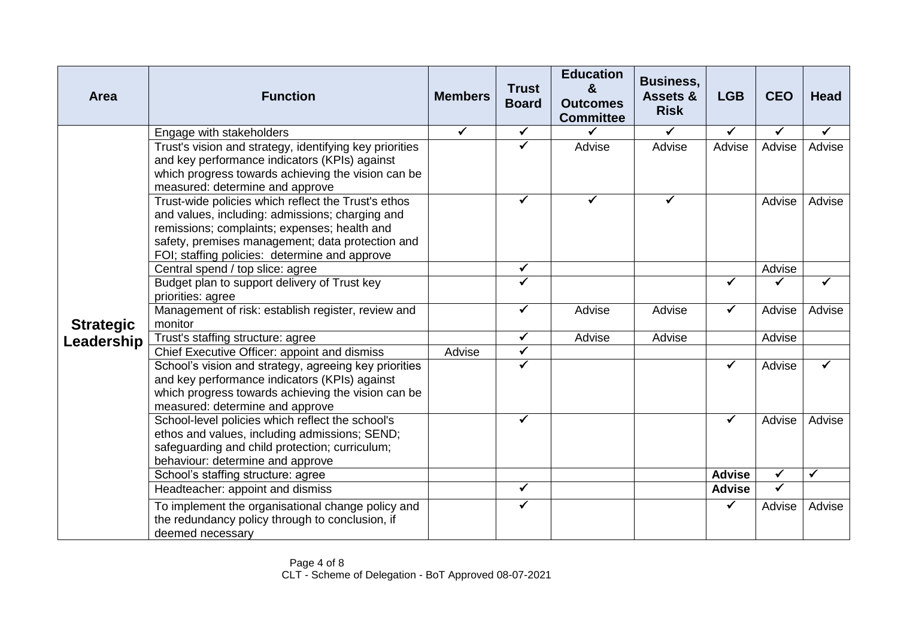| Area | Function | Members | Trust Board | Education & Outcomes Committee | Business, Assets & Risk | LGB | CEO | Head |
|---|---|---|---|---|---|---|---|---|
| **Strategic Leadership** | Engage with stakeholders | ✓ | ✓ | ✓ | ✓ | ✓ | ✓ | ✓ |
| | Trust's vision and strategy, identifying key priorities and key performance indicators (KPIs) against which progress towards achieving the vision can be measured: determine and approve | | ✓ | Advise | Advise | Advise | Advise | Advise |
| | Trust-wide policies which reflect the Trust's ethos and values, including: admissions; charging and remissions; complaints; expenses; health and safety, premises management; data protection and FOI; staffing policies: determine and approve | | ✓ | ✓ | ✓ | | Advise | Advise |
| | Central spend / top slice: agree | | ✓ | | | | Advise | |
| | Budget plan to support delivery of Trust key priorities: agree | | ✓ | | | ✓ | ✓ | ✓ |
| | Management of risk: establish register, review and monitor | | ✓ | Advise | Advise | ✓ | Advise | Advise |
| | Trust's staffing structure: agree | | ✓ | Advise | Advise | | Advise | |
| | Chief Executive Officer: appoint and dismiss | Advise | ✓ | | | | | |
| | School's vision and strategy, agreeing key priorities and key performance indicators (KPIs) against which progress towards achieving the vision can be measured: determine and approve | | ✓ | | | ✓ | Advise | ✓ |
| | School-level policies which reflect the school's ethos and values, including admissions; SEND; safeguarding and child protection; curriculum; behaviour: determine and approve | | ✓ | | | ✓ | Advise | Advise |
| | School's staffing structure: agree | | | | | **Advise** | ✓ | ✓ |
| | Headteacher: appoint and dismiss | | ✓ | | | **Advise** | ✓ | |
| | To implement the organisational change policy and the redundancy policy through to conclusion, if deemed necessary | | ✓ | | | ✓ | Advise | Advise |

CLT - Scheme of Delegation - BoT Approved 08-07-2021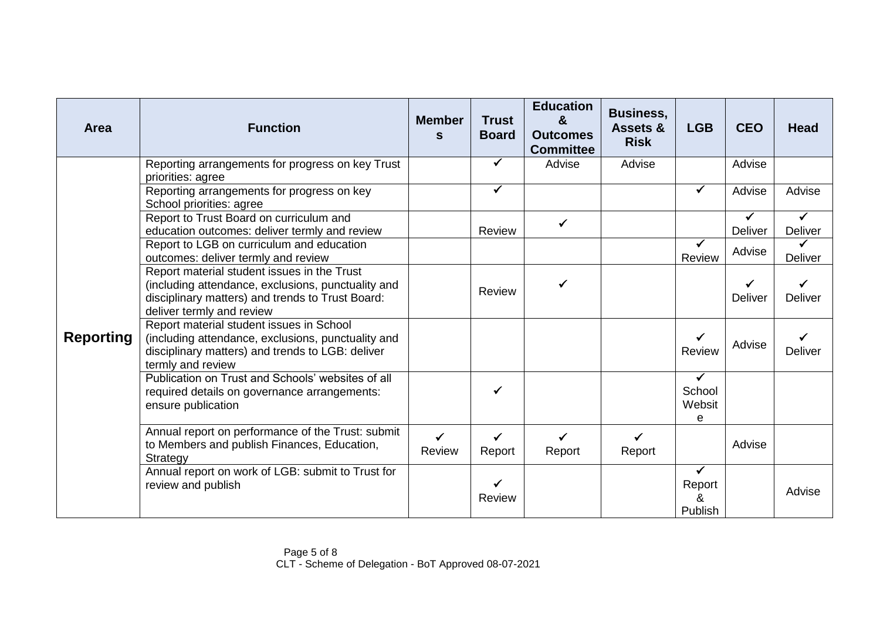| Area | Function | Members | Trust Board | Education & Outcomes Committee | Business, Assets & Risk | LGB | CEO | Head |
|---|---|---|---|---|---|---|---|---|
| **Reporting** | Reporting arrangements for progress on key Trust priorities: agree | | ✓ | Advise | Advise | | Advise | |
| | Reporting arrangements for progress on key School priorities: agree | | ✓ | | | ✓ | Advise | Advise |
| | Report to Trust Board on curriculum and education outcomes: deliver termly and review | | Review | ✓ | | | ✓ Deliver | ✓ Deliver |
| | Report to LGB on curriculum and education outcomes: deliver termly and review | | | | | ✓ Review | Advise | ✓ Deliver |
| | Report material student issues in the Trust (including attendance, exclusions, punctuality and disciplinary matters) and trends to Trust Board: deliver termly and review | | Review | ✓ | | | ✓ Deliver | ✓ Deliver |
| | Report material student issues in School (including attendance, exclusions, punctuality and disciplinary matters) and trends to LGB: deliver termly and review | | | | | ✓ Review | Advise | ✓ Deliver |
| | Publication on Trust and Schools' websites of all required details on governance arrangements: ensure publication | | ✓ | | | ✓ School Website | | |
| | Annual report on performance of the Trust: submit to Members and publish Finances, Education, Strategy | ✓ Review | ✓ Report | ✓ Report | ✓ Report | | Advise | |
| | Annual report on work of LGB: submit to Trust for review and publish | | ✓ Review | | | ✓ Report & Publish | | Advise |

CLT - Scheme of Delegation - BoT Approved 08-07-2021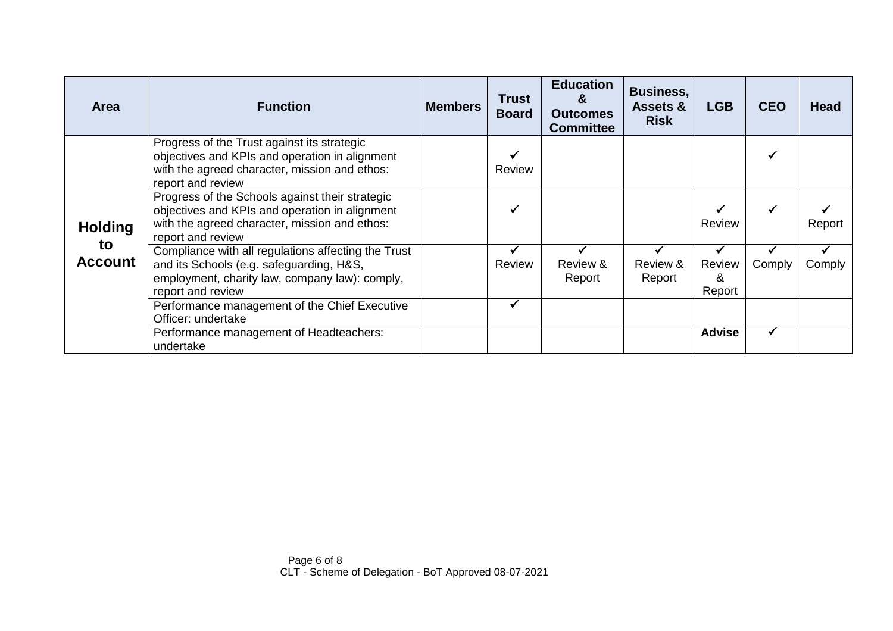| Area | Function | Members | Trust Board | Education & Outcomes Committee | Business, Assets & Risk | LGB | CEO | Head |
|---|---|---|---|---|---|---|---|---|
| **Holding to Account** | Progress of the Trust against its strategic objectives and KPIs and operation in alignment with the agreed character, mission and ethos: report and review | | ✓ Review | | | | ✓ | |
| | Progress of the Schools against their strategic objectives and KPIs and operation in alignment with the agreed character, mission and ethos: report and review | | ✓ | | | ✓ Review | ✓ | ✓ Report |
| | Compliance with all regulations affecting the Trust and its Schools (e.g. safeguarding, H&S, employment, charity law, company law): comply, report and review | | ✓ Review | ✓ Review & Report | ✓ Review & Report | ✓ Review & Report | ✓ Comply | ✓ Comply |
| | Performance management of the Chief Executive Officer: undertake | | ✓ | | | | | |
| | Performance management of Headteachers: undertake | | | | | **Advise** | ✓ | |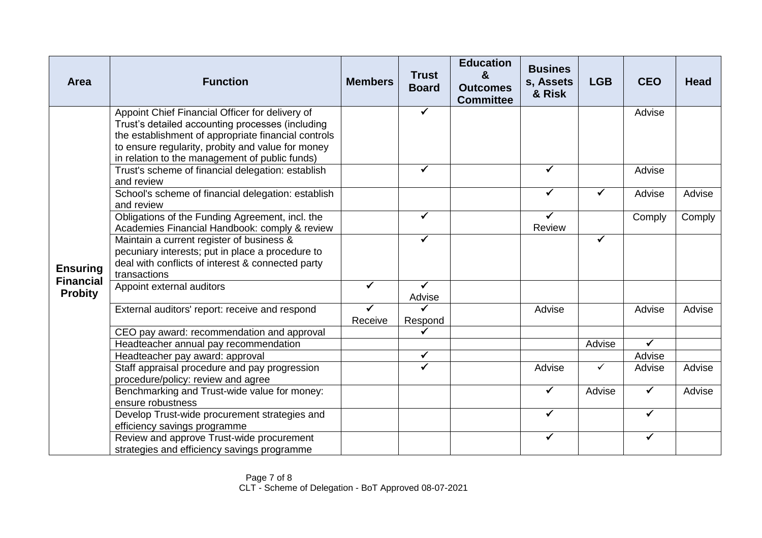| Area | Function | Members | Trust Board | Education & Outcomes Committee | Business, Assets & Risk | LGB | CEO | Head |
|---|---|---|---|---|---|---|---|---|
| **Ensuring Financial Probity** | Appoint Chief Financial Officer for delivery of Trust's detailed accounting processes (including the establishment of appropriate financial controls to ensure regularity, probity and value for money in relation to the management of public funds) | | ✓ | | | | Advise | |
| | Trust's scheme of financial delegation: establish and review | | ✓ | | ✓ | | Advise | |
| | School's scheme of financial delegation: establish and review | | | | ✓ | ✓ | Advise | Advise |
| | Obligations of the Funding Agreement, incl. the Academies Financial Handbook: comply & review | | ✓ | | ✓ Review | | Comply | Comply |
| | Maintain a current register of business & pecuniary interests; put in place a procedure to deal with conflicts of interest & connected party transactions | | ✓ | | | ✓ | | |
| | Appoint external auditors | ✓ | ✓ Advise | | | | | |
| | External auditors' report: receive and respond | ✓ Receive | ✓ Respond | | Advise | | Advise | Advise |
| | CEO pay award: recommendation and approval | | ✓ | | | | | |
| | Headteacher annual pay recommendation | | | | | Advise | ✓ | |
| | Headteacher pay award: approval | | ✓ | | | | Advise | |
| | Staff appraisal procedure and pay progression procedure/policy: review and agree | | ✓ | | Advise | ✓ | Advise | Advise |
| | Benchmarking and Trust-wide value for money: ensure robustness | | | | ✓ | Advise | ✓ | Advise |
| | Develop Trust-wide procurement strategies and efficiency savings programme | | | | ✓ | | ✓ | |
| | Review and approve Trust-wide procurement strategies and efficiency savings programme | | | | ✓ | | ✓ | |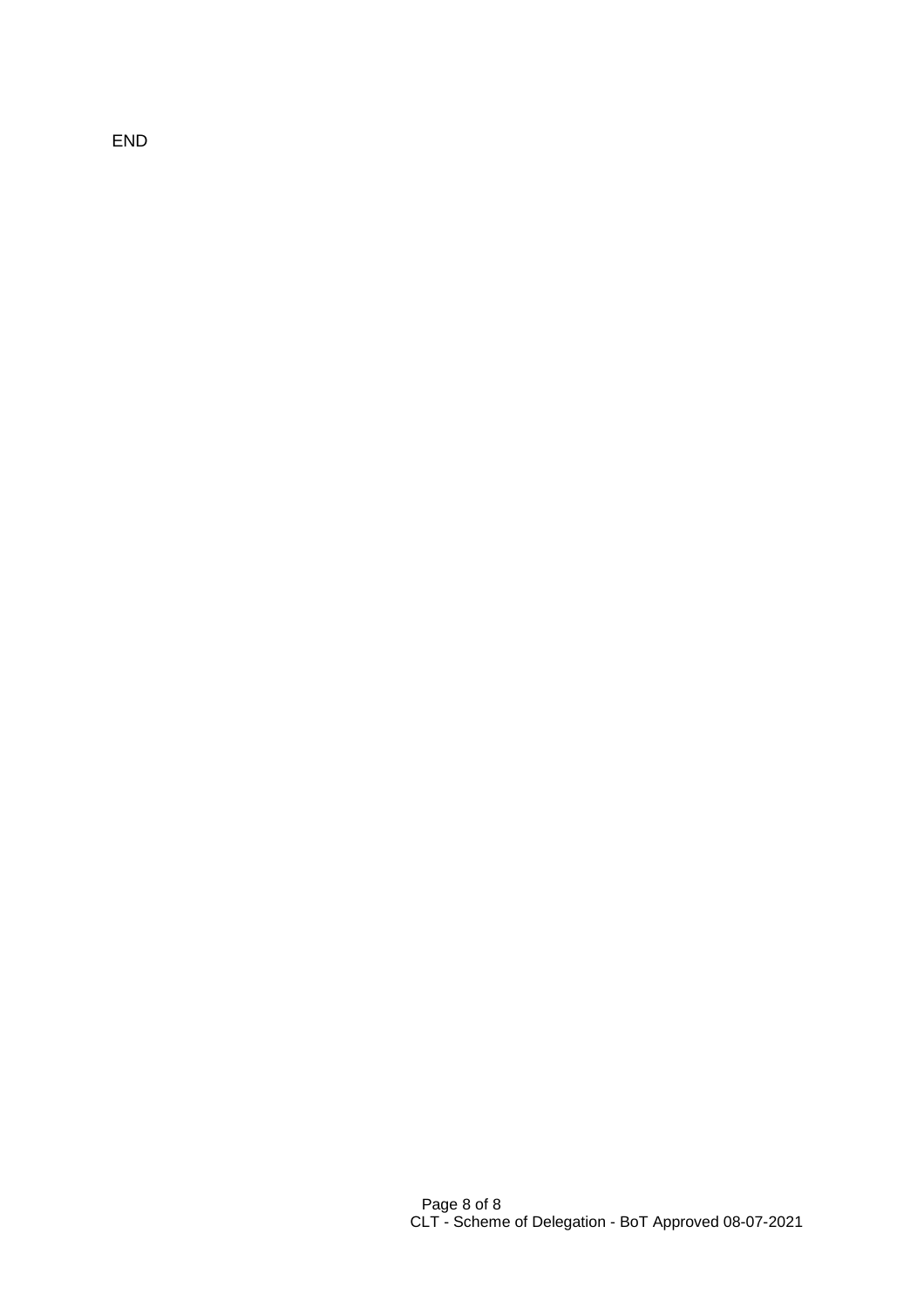END